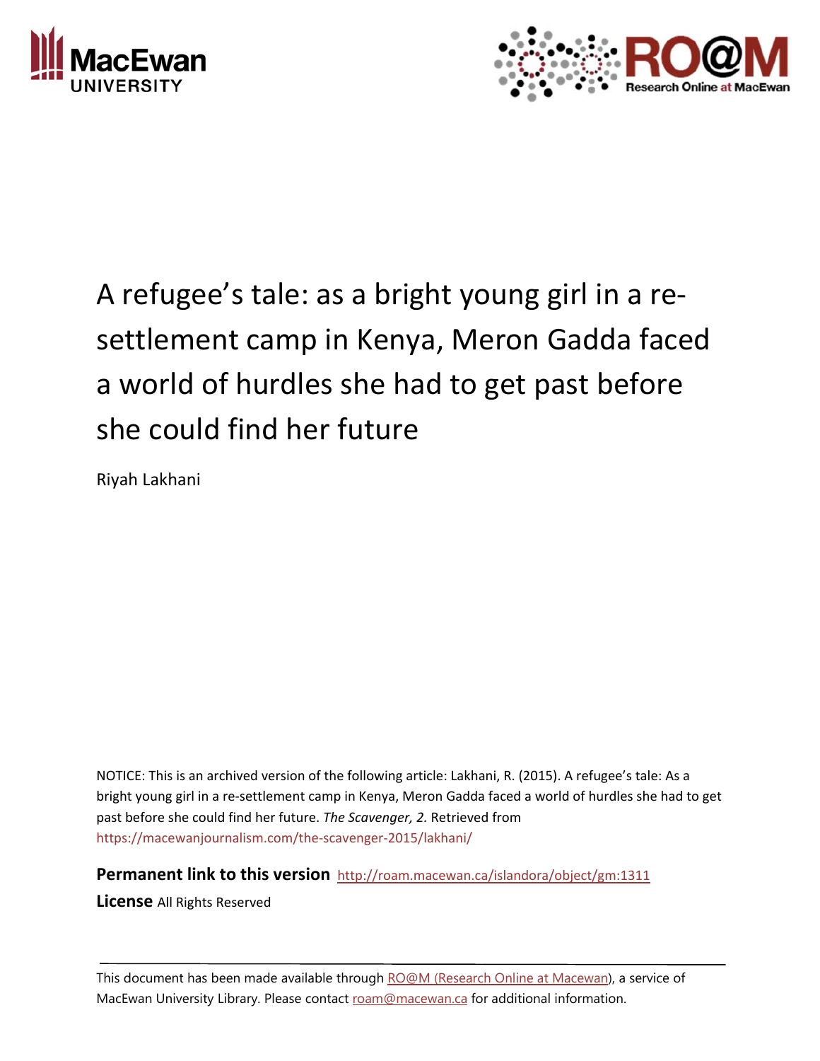# A refugee's tale: as a bright young girl in a re-settlement camp in Kenya, Meron Gadda faced a world of hurdles she had to get past before she could find her future

Riyah Lakhani

NOTICE: This is an archived version of the following article: Lakhani, R. (2015). A refugee's tale: As a bright young girl in a re-settlement camp in Kenya, Meron Gadda faced a world of hurdles she had to get past before she could find her future. *The Scavenger, 2.* Retrieved from https://macewanjournalism.com/the-scavenger-2015/lakhani/

**Permanent link to this version** http://roam.macewan.ca/islandora/object/gm:1311

**License** All Rights Reserved

---

This document has been made available through RO@M (Research Online at Macewan), a service of MacEwan University Library. Please contact roam@macewan.ca for additional information.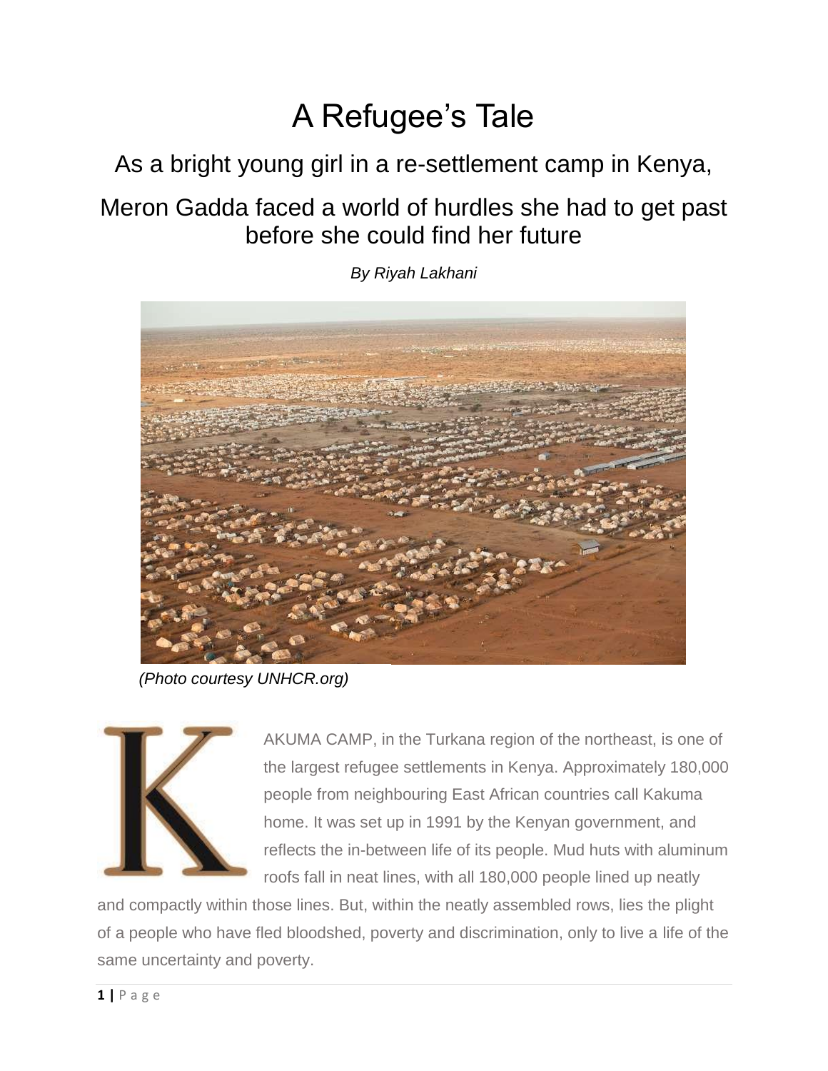# A Refugee's Tale

## As a bright young girl in a re-settlement camp in Kenya, Meron Gadda faced a world of hurdles she had to get past before she could find her future

*By Riyah Lakhani*

*(Photo courtesy UNHCR.org)*

KAKUMA CAMP, in the Turkana region of the northeast, is one of the largest refugee settlements in Kenya. Approximately 180,000 people from neighbouring East African countries call Kakuma home. It was set up in 1991 by the Kenyan government, and reflects the in-between life of its people. Mud huts with aluminum roofs fall in neat lines, with all 180,000 people lined up neatly and compactly within those lines. But, within the neatly assembled rows, lies the plight of a people who have fled bloodshed, poverty and discrimination, only to live a life of the same uncertainty and poverty.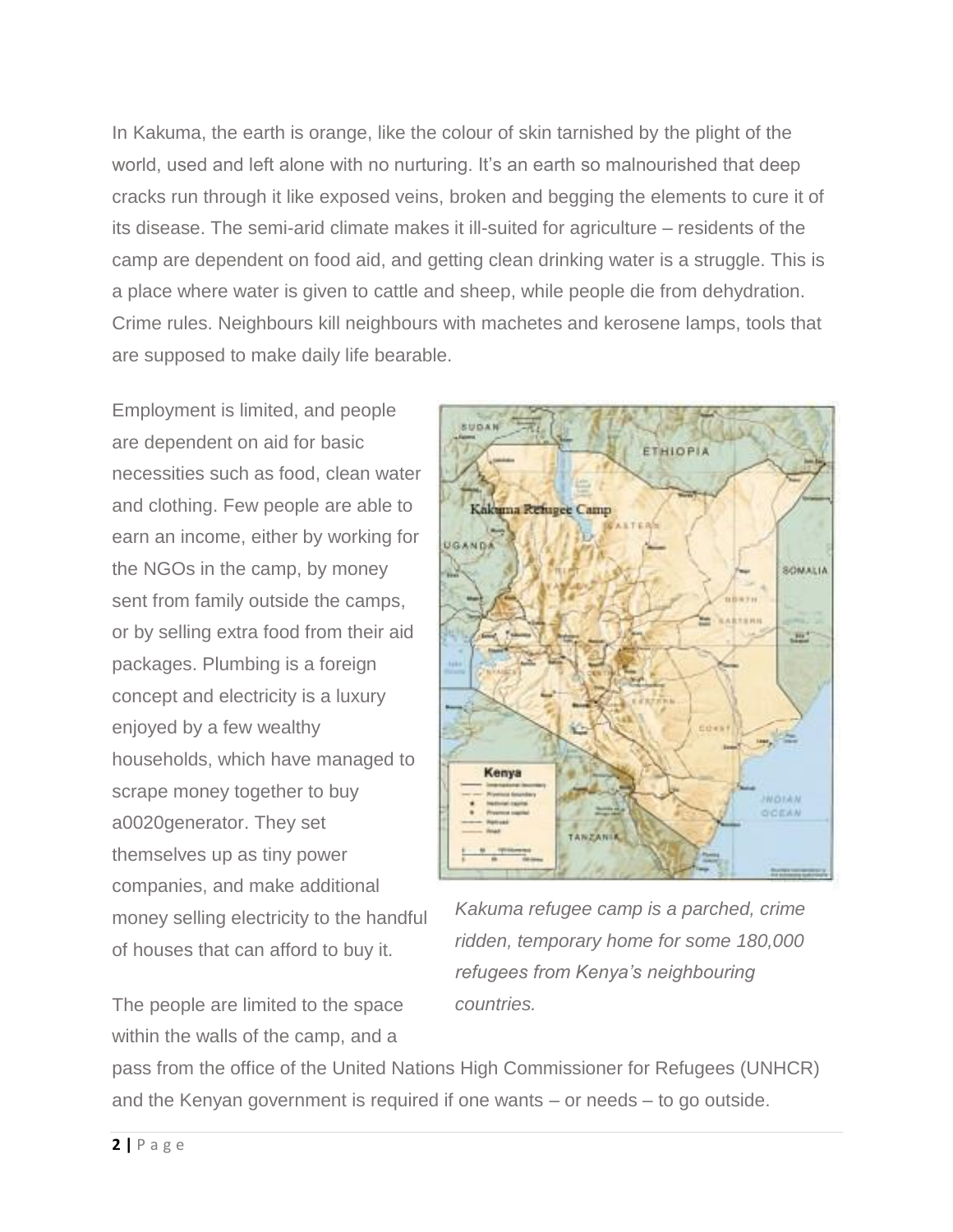In Kakuma, the earth is orange, like the colour of skin tarnished by the plight of the world, used and left alone with no nurturing. It's an earth so malnourished that deep cracks run through it like exposed veins, broken and begging the elements to cure it of its disease. The semi-arid climate makes it ill-suited for agriculture – residents of the camp are dependent on food aid, and getting clean drinking water is a struggle. This is a place where water is given to cattle and sheep, while people die from dehydration. Crime rules. Neighbours kill neighbours with machetes and kerosene lamps, tools that are supposed to make daily life bearable.

Employment is limited, and people are dependent on aid for basic necessities such as food, clean water and clothing. Few people are able to earn an income, either by working for the NGOs in the camp, by money sent from family outside the camps, or by selling extra food from their aid packages. Plumbing is a foreign concept and electricity is a luxury enjoyed by a few wealthy households, which have managed to scrape money together to buy a0020generator. They set themselves up as tiny power companies, and make additional money selling electricity to the handful of houses that can afford to buy it.

*Kakuma refugee camp is a parched, crime ridden, temporary home for some 180,000 refugees from Kenya's neighbouring countries.*

The people are limited to the space within the walls of the camp, and a pass from the office of the United Nations High Commissioner for Refugees (UNHCR) and the Kenyan government is required if one wants – or needs – to go outside.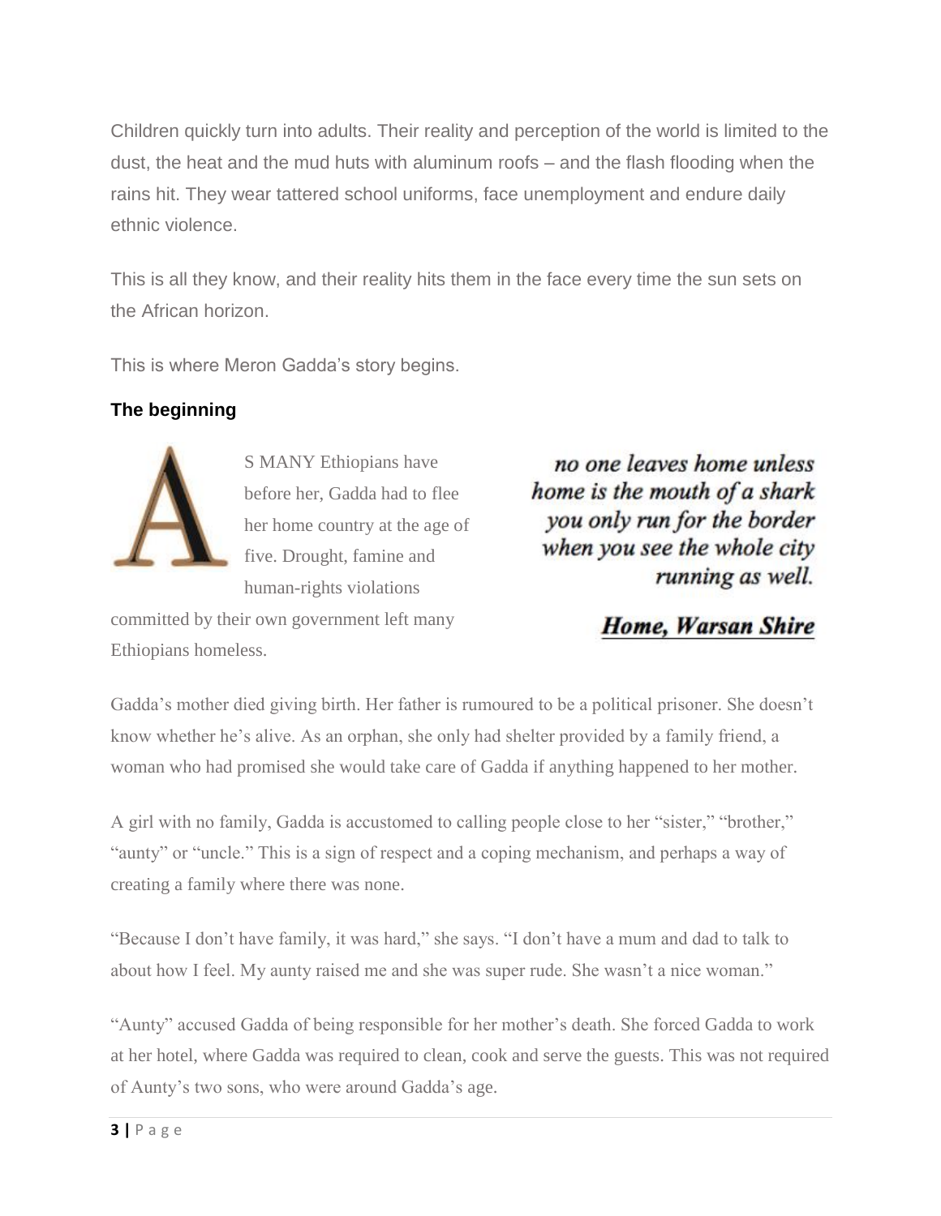Children quickly turn into adults. Their reality and perception of the world is limited to the dust, the heat and the mud huts with aluminum roofs – and the flash flooding when the rains hit. They wear tattered school uniforms, face unemployment and endure daily ethnic violence.

This is all they know, and their reality hits them in the face every time the sun sets on the African horizon.

This is where Meron Gadda's story begins.

### The beginning

AS MANY Ethiopians have before her, Gadda had to flee her home country at the age of five. Drought, famine and human-rights violations committed by their own government left many Ethiopians homeless.

> *no one leaves home unless*
> *home is the mouth of a shark*
> *you only run for the border*
> *when you see the whole city*
> *running as well.*
>
> ***Home, Warsan Shire***

Gadda's mother died giving birth. Her father is rumoured to be a political prisoner. She doesn't know whether he's alive. As an orphan, she only had shelter provided by a family friend, a woman who had promised she would take care of Gadda if anything happened to her mother.

A girl with no family, Gadda is accustomed to calling people close to her "sister," "brother," "aunty" or "uncle." This is a sign of respect and a coping mechanism, and perhaps a way of creating a family where there was none.

"Because I don't have family, it was hard," she says. "I don't have a mum and dad to talk to about how I feel. My aunty raised me and she was super rude. She wasn't a nice woman."

"Aunty" accused Gadda of being responsible for her mother's death. She forced Gadda to work at her hotel, where Gadda was required to clean, cook and serve the guests. This was not required of Aunty's two sons, who were around Gadda's age.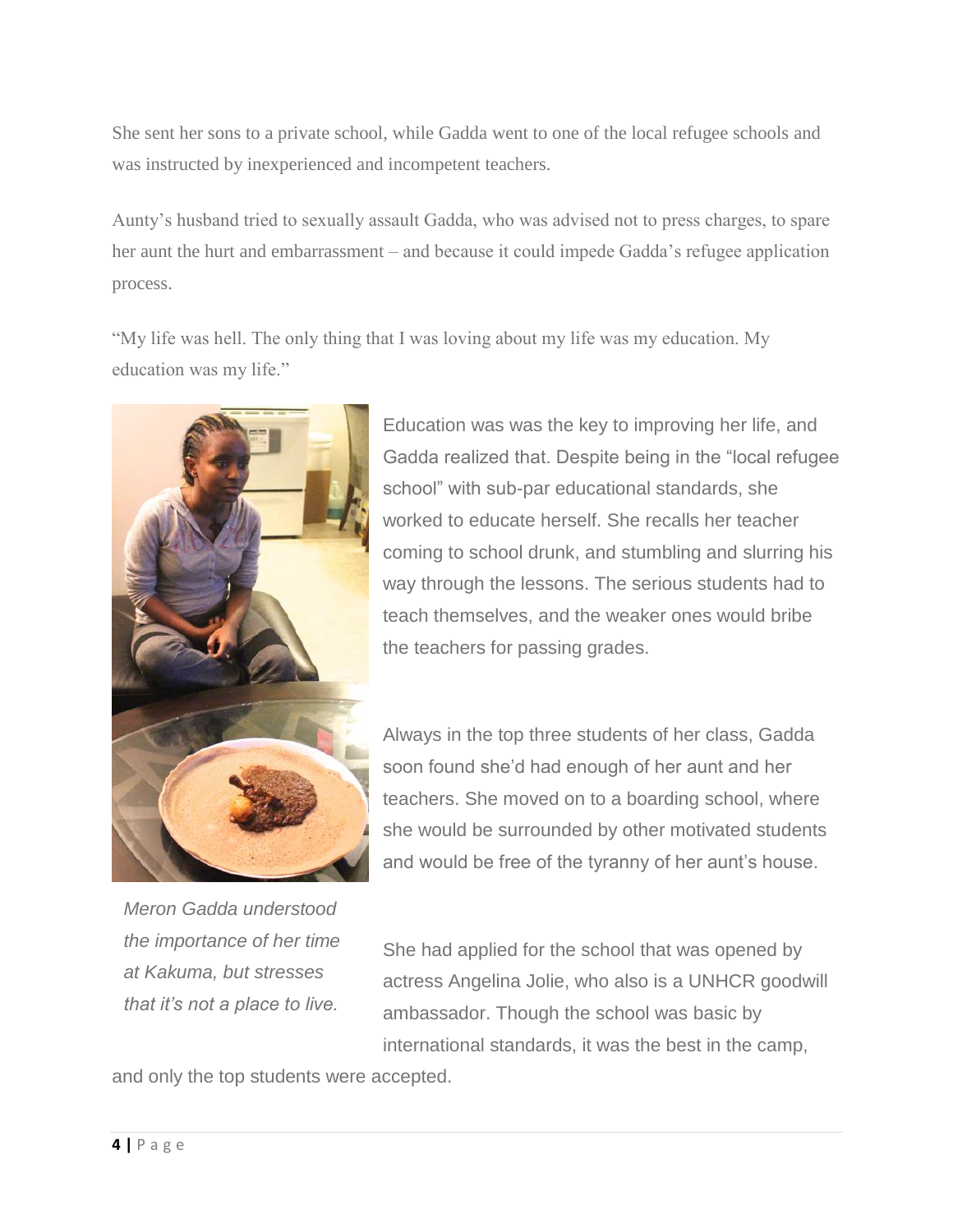She sent her sons to a private school, while Gadda went to one of the local refugee schools and was instructed by inexperienced and incompetent teachers.

Aunty's husband tried to sexually assault Gadda, who was advised not to press charges, to spare her aunt the hurt and embarrassment – and because it could impede Gadda's refugee application process.

"My life was hell. The only thing that I was loving about my life was my education. My education was my life."

Education was was the key to improving her life, and Gadda realized that. Despite being in the "local refugee school" with sub-par educational standards, she worked to educate herself. She recalls her teacher coming to school drunk, and stumbling and slurring his way through the lessons. The serious students had to teach themselves, and the weaker ones would bribe the teachers for passing grades.

Always in the top three students of her class, Gadda soon found she'd had enough of her aunt and her teachers. She moved on to a boarding school, where she would be surrounded by other motivated students and would be free of the tyranny of her aunt's house.

*Meron Gadda understood the importance of her time at Kakuma, but stresses that it's not a place to live.*

She had applied for the school that was opened by actress Angelina Jolie, who also is a UNHCR goodwill ambassador. Though the school was basic by international standards, it was the best in the camp, and only the top students were accepted.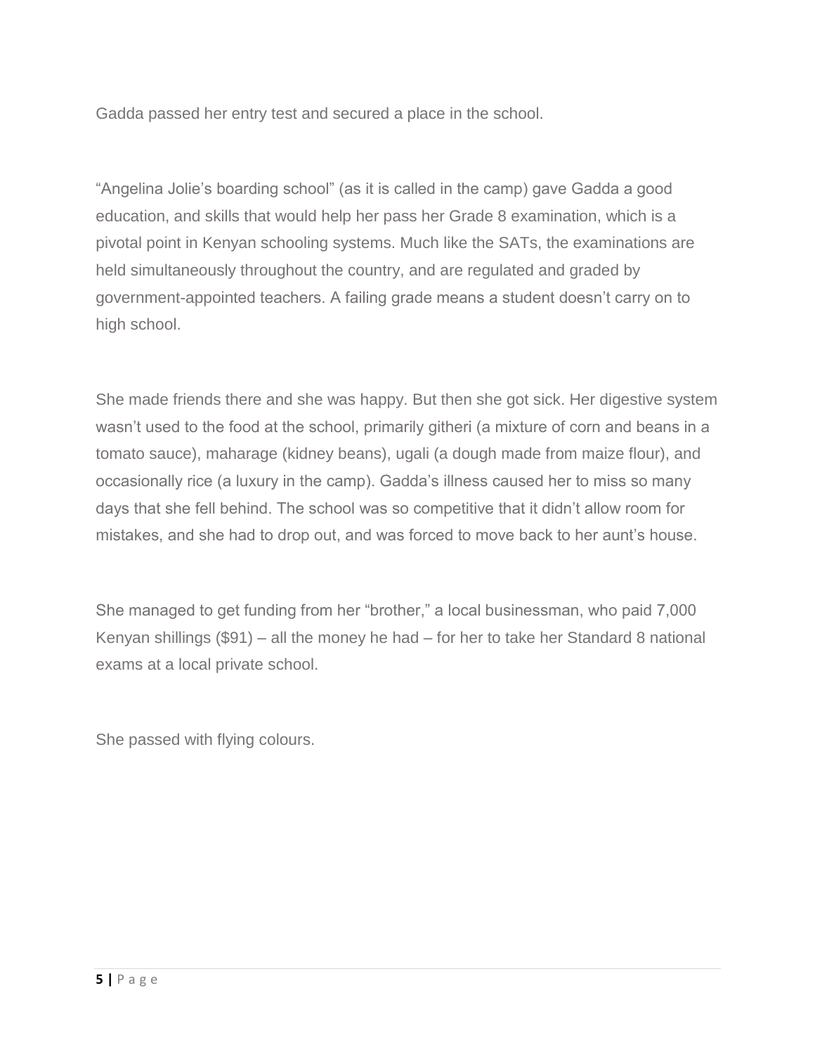Gadda passed her entry test and secured a place in the school.

"Angelina Jolie's boarding school" (as it is called in the camp) gave Gadda a good education, and skills that would help her pass her Grade 8 examination, which is a pivotal point in Kenyan schooling systems. Much like the SATs, the examinations are held simultaneously throughout the country, and are regulated and graded by government-appointed teachers. A failing grade means a student doesn't carry on to high school.

She made friends there and she was happy. But then she got sick. Her digestive system wasn't used to the food at the school, primarily githeri (a mixture of corn and beans in a tomato sauce), maharage (kidney beans), ugali (a dough made from maize flour), and occasionally rice (a luxury in the camp). Gadda's illness caused her to miss so many days that she fell behind. The school was so competitive that it didn't allow room for mistakes, and she had to drop out, and was forced to move back to her aunt's house.

She managed to get funding from her "brother," a local businessman, who paid 7,000 Kenyan shillings ($91) – all the money he had – for her to take her Standard 8 national exams at a local private school.

She passed with flying colours.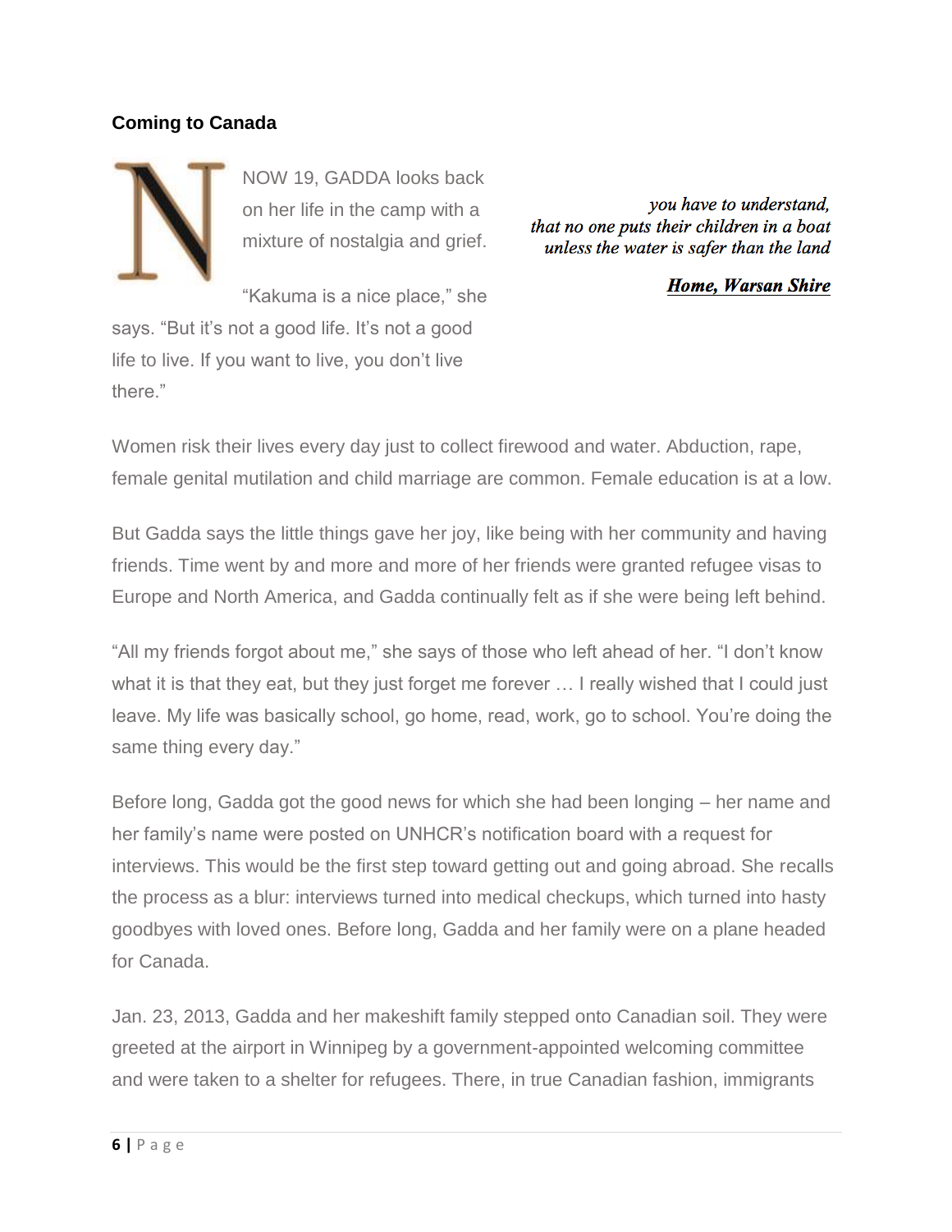## Coming to Canada

NOW 19, GADDA looks back on her life in the camp with a mixture of nostalgia and grief.

> *you have to understand,*
> *that no one puts their children in a boat*
> *unless the water is safer than the land*
>
> ***Home, Warsan Shire***

"Kakuma is a nice place," she says. "But it's not a good life. It's not a good life to live. If you want to live, you don't live there."

Women risk their lives every day just to collect firewood and water. Abduction, rape, female genital mutilation and child marriage are common. Female education is at a low.

But Gadda says the little things gave her joy, like being with her community and having friends. Time went by and more and more of her friends were granted refugee visas to Europe and North America, and Gadda continually felt as if she were being left behind.

"All my friends forgot about me," she says of those who left ahead of her. "I don't know what it is that they eat, but they just forget me forever … I really wished that I could just leave. My life was basically school, go home, read, work, go to school. You're doing the same thing every day."

Before long, Gadda got the good news for which she had been longing – her name and her family's name were posted on UNHCR's notification board with a request for interviews. This would be the first step toward getting out and going abroad. She recalls the process as a blur: interviews turned into medical checkups, which turned into hasty goodbyes with loved ones. Before long, Gadda and her family were on a plane headed for Canada.

Jan. 23, 2013, Gadda and her makeshift family stepped onto Canadian soil. They were greeted at the airport in Winnipeg by a government-appointed welcoming committee and were taken to a shelter for refugees. There, in true Canadian fashion, immigrants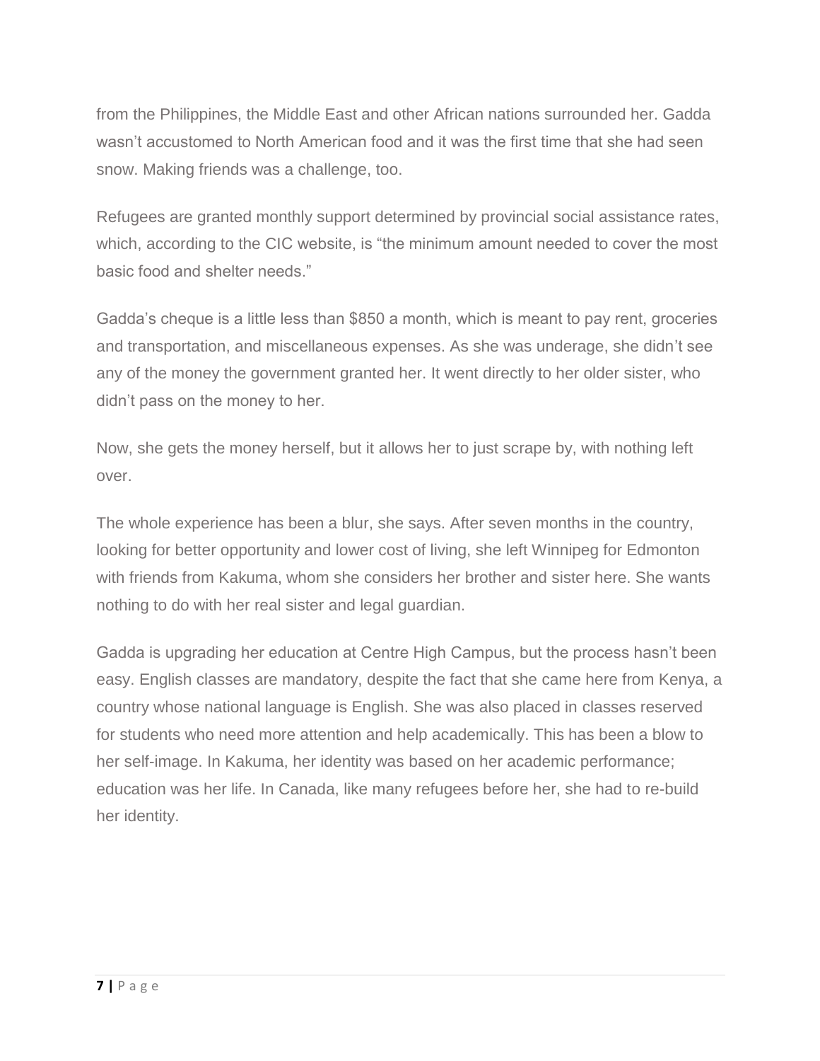from the Philippines, the Middle East and other African nations surrounded her. Gadda wasn't accustomed to North American food and it was the first time that she had seen snow. Making friends was a challenge, too.

Refugees are granted monthly support determined by provincial social assistance rates, which, according to the CIC website, is "the minimum amount needed to cover the most basic food and shelter needs."

Gadda's cheque is a little less than $850 a month, which is meant to pay rent, groceries and transportation, and miscellaneous expenses. As she was underage, she didn't see any of the money the government granted her. It went directly to her older sister, who didn't pass on the money to her.

Now, she gets the money herself, but it allows her to just scrape by, with nothing left over.

The whole experience has been a blur, she says. After seven months in the country, looking for better opportunity and lower cost of living, she left Winnipeg for Edmonton with friends from Kakuma, whom she considers her brother and sister here. She wants nothing to do with her real sister and legal guardian.

Gadda is upgrading her education at Centre High Campus, but the process hasn't been easy. English classes are mandatory, despite the fact that she came here from Kenya, a country whose national language is English. She was also placed in classes reserved for students who need more attention and help academically. This has been a blow to her self-image. In Kakuma, her identity was based on her academic performance; education was her life. In Canada, like many refugees before her, she had to re-build her identity.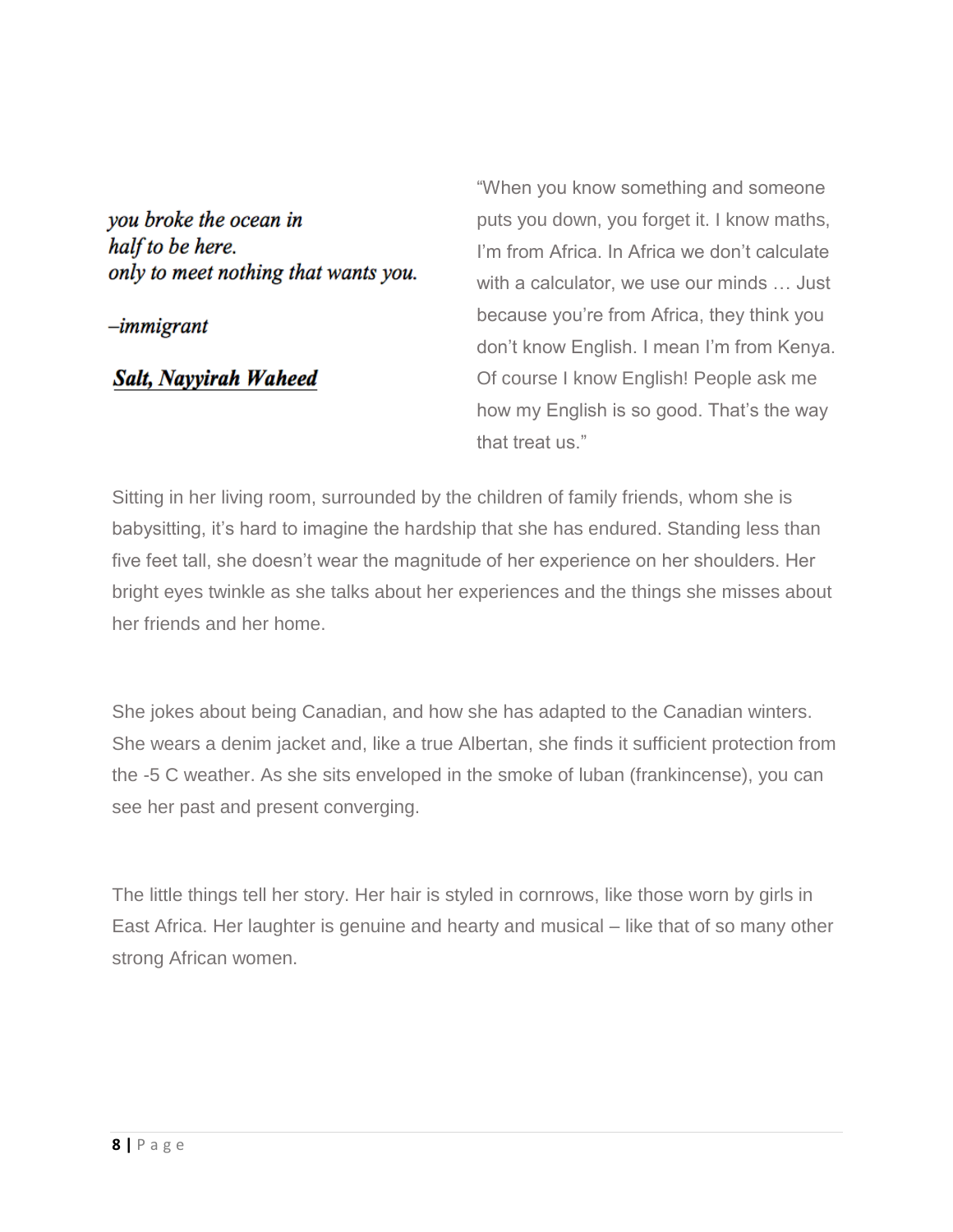*you broke the ocean in*
*half to be here.*
*only to meet nothing that wants you.*

*–immigrant*

***Salt, Nayyirah Waheed***

"When you know something and someone puts you down, you forget it. I know maths, I'm from Africa. In Africa we don't calculate with a calculator, we use our minds … Just because you're from Africa, they think you don't know English. I mean I'm from Kenya. Of course I know English! People ask me how my English is so good. That's the way that treat us."

Sitting in her living room, surrounded by the children of family friends, whom she is babysitting, it's hard to imagine the hardship that she has endured. Standing less than five feet tall, she doesn't wear the magnitude of her experience on her shoulders. Her bright eyes twinkle as she talks about her experiences and the things she misses about her friends and her home.

She jokes about being Canadian, and how she has adapted to the Canadian winters. She wears a denim jacket and, like a true Albertan, she finds it sufficient protection from the -5 C weather. As she sits enveloped in the smoke of luban (frankincense), you can see her past and present converging.

The little things tell her story. Her hair is styled in cornrows, like those worn by girls in East Africa. Her laughter is genuine and hearty and musical – like that of so many other strong African women.